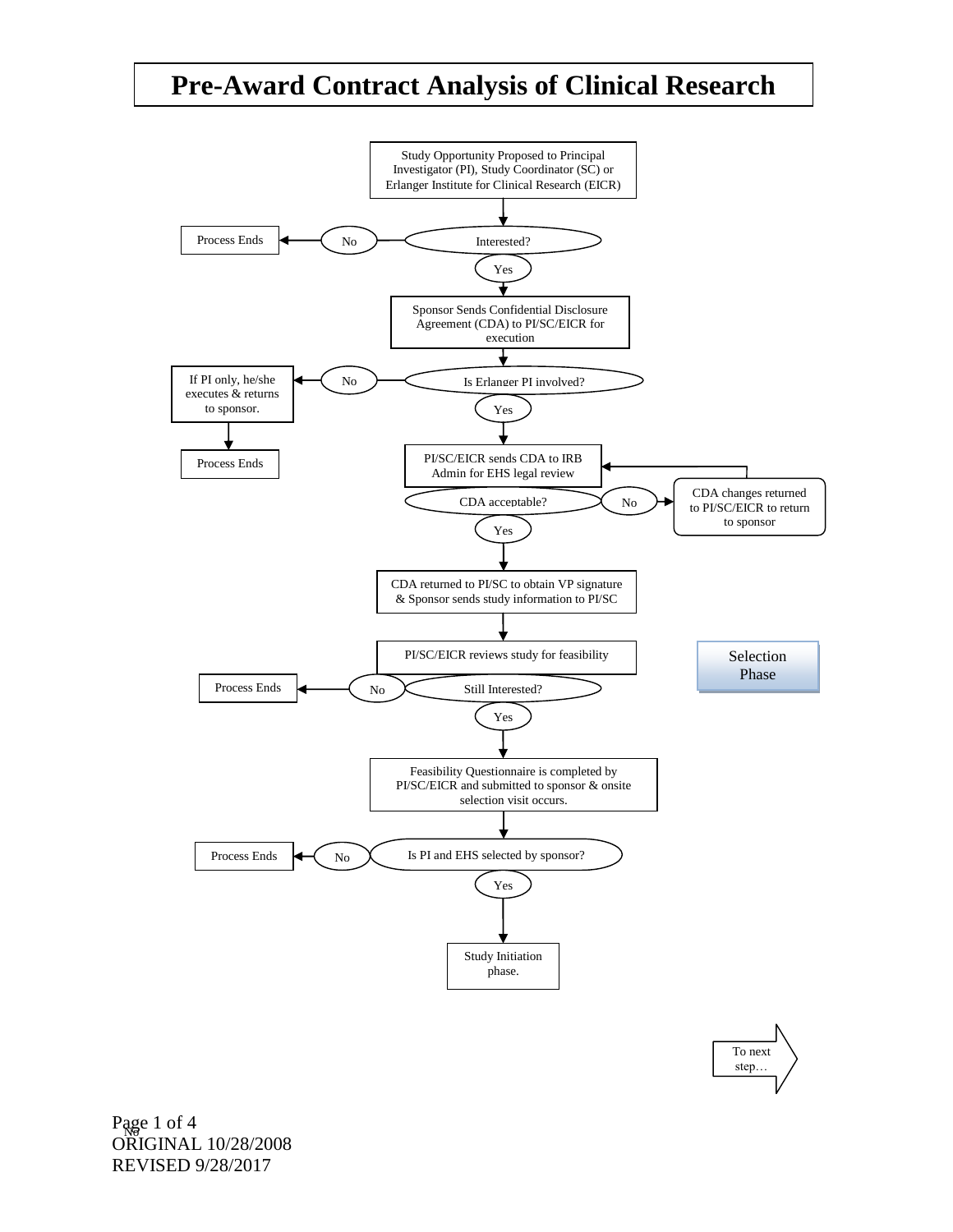# Pre-Award Contract Analysis of Clinical Research

Study Opportunity Proposed to Principal Investigator (PI), Study Coordinator (SC) or Erlanger Institute for Clinical Research (EICR)

Interested?
- No → Process Ends
- Yes ↓

Sponsor Sends Confidential Disclosure Agreement (CDA) to PI/SC/EICR for execution

Is Erlanger PI involved?
- No → If PI only, he/she executes & returns to sponsor. → Process Ends
- Yes ↓

PI/SC/EICR sends CDA to IRB Admin for EHS legal review

CDA acceptable?
- No → CDA changes returned to PI/SC/EICR to return to sponsor → (back to) PI/SC/EICR sends CDA to IRB Admin for EHS legal review
- Yes ↓

CDA returned to PI/SC to obtain VP signature & Sponsor sends study information to PI/SC

PI/SC/EICR reviews study for feasibility

Selection Phase

Still Interested?
- No → Process Ends
- Yes ↓

Feasibility Questionnaire is completed by PI/SC/EICR and submitted to sponsor & onsite selection visit occurs.

Is PI and EHS selected by sponsor?
- No → Process Ends
- Yes ↓

Study Initiation phase.

To next step…

ORIGINAL 10/28/2008
REVISED 9/28/2017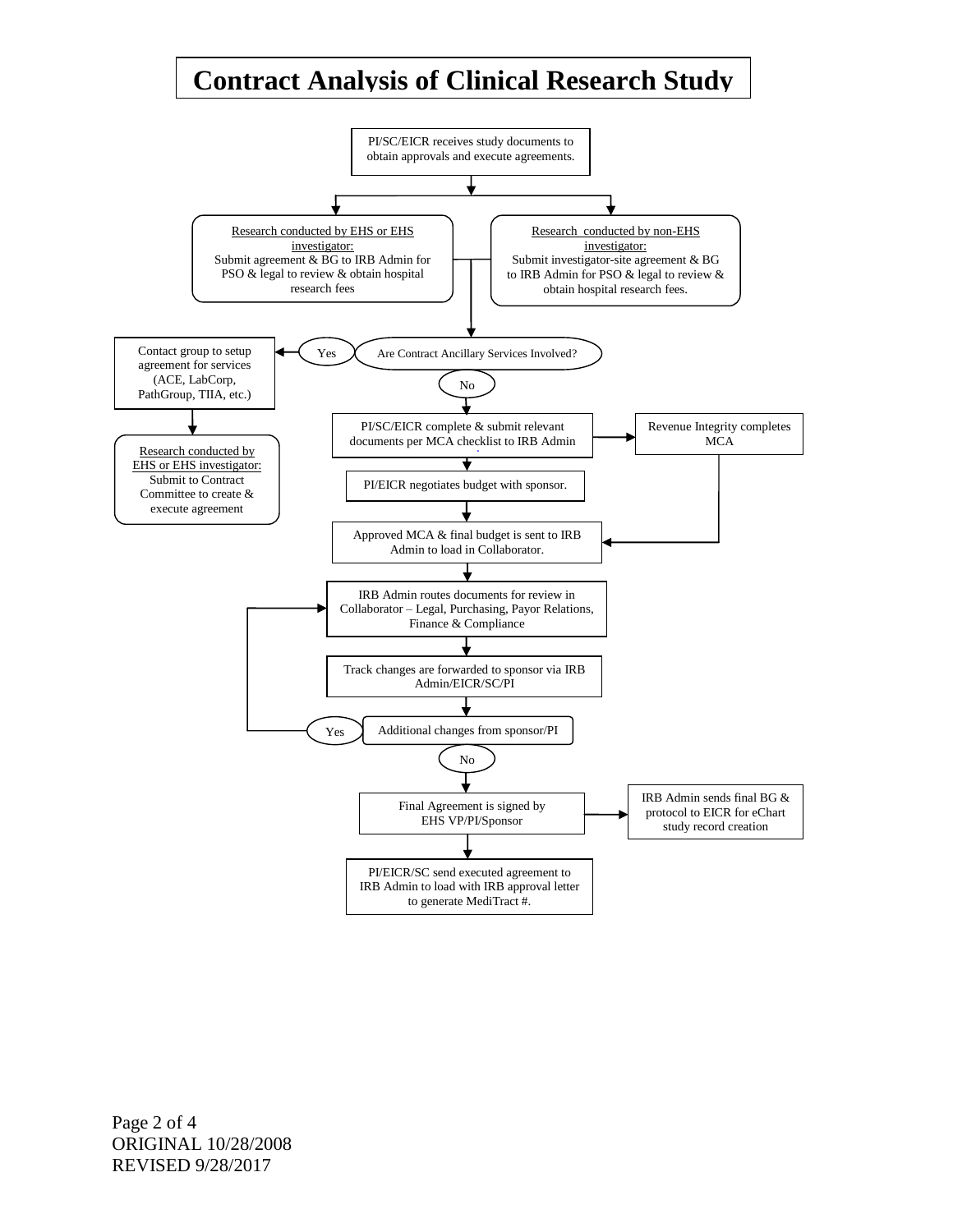# Contract Analysis of Clinical Research Study

PI/SC/EICR receives study documents to obtain approvals and execute agreements.

Research conducted by EHS or EHS investigator:
Submit agreement & BG to IRB Admin for PSO & legal to review & obtain hospital research fees

Research conducted by non-EHS investigator:
Submit investigator-site agreement & BG to IRB Admin for PSO & legal to review & obtain hospital research fees.

Are Contract Ancillary Services Involved?

Yes

Contact group to setup agreement for services (ACE, LabCorp, PathGroup, TIIA, etc.)

Research conducted by EHS or EHS investigator:
Submit to Contract Committee to create & execute agreement

No

PI/SC/EICR complete & submit relevant documents per MCA checklist to IRB Admin

Revenue Integrity completes MCA

PI/EICR negotiates budget with sponsor.

Approved MCA & final budget is sent to IRB Admin to load in Collaborator.

IRB Admin routes documents for review in Collaborator – Legal, Purchasing, Payor Relations, Finance & Compliance

Track changes are forwarded to sponsor via IRB Admin/EICR/SC/PI

Additional changes from sponsor/PI

Yes

No

Final Agreement is signed by EHS VP/PI/Sponsor

IRB Admin sends final BG & protocol to EICR for eChart study record creation

PI/EICR/SC send executed agreement to IRB Admin to load with IRB approval letter to generate MediTract #.

ORIGINAL 10/28/2008
REVISED 9/28/2017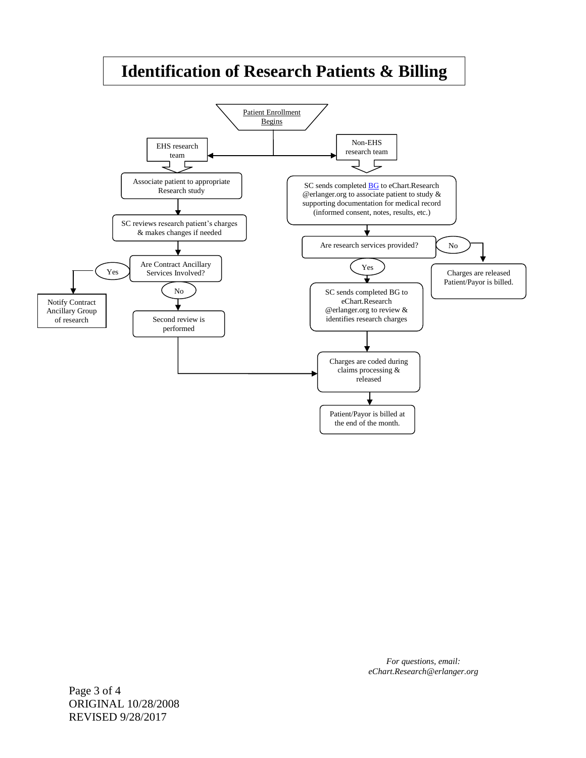# Identification of Research Patients & Billing

Patient Enrollment Begins

**EHS research team**

- Associate patient to appropriate Research study
- SC reviews research patient's charges & makes changes if needed
- Are Contract Ancillary Services Involved?
  - Yes → Notify Contract Ancillary Group of research
  - No → Second review is performed → Charges are coded during claims processing & released

**Non-EHS research team**

- SC sends completed BG to eChart.Research @erlanger.org to associate patient to study & supporting documentation for medical record (informed consent, notes, results, etc.)
- Are research services provided?
  - No → Charges are released Patient/Payor is billed.
  - Yes → SC sends completed BG to eChart.Research @erlanger.org to review & identifies research charges → Charges are coded during claims processing & released → Patient/Payor is billed at the end of the month.

*For questions, email: eChart.Research@erlanger.org*

ORIGINAL 10/28/2008
REVISED 9/28/2017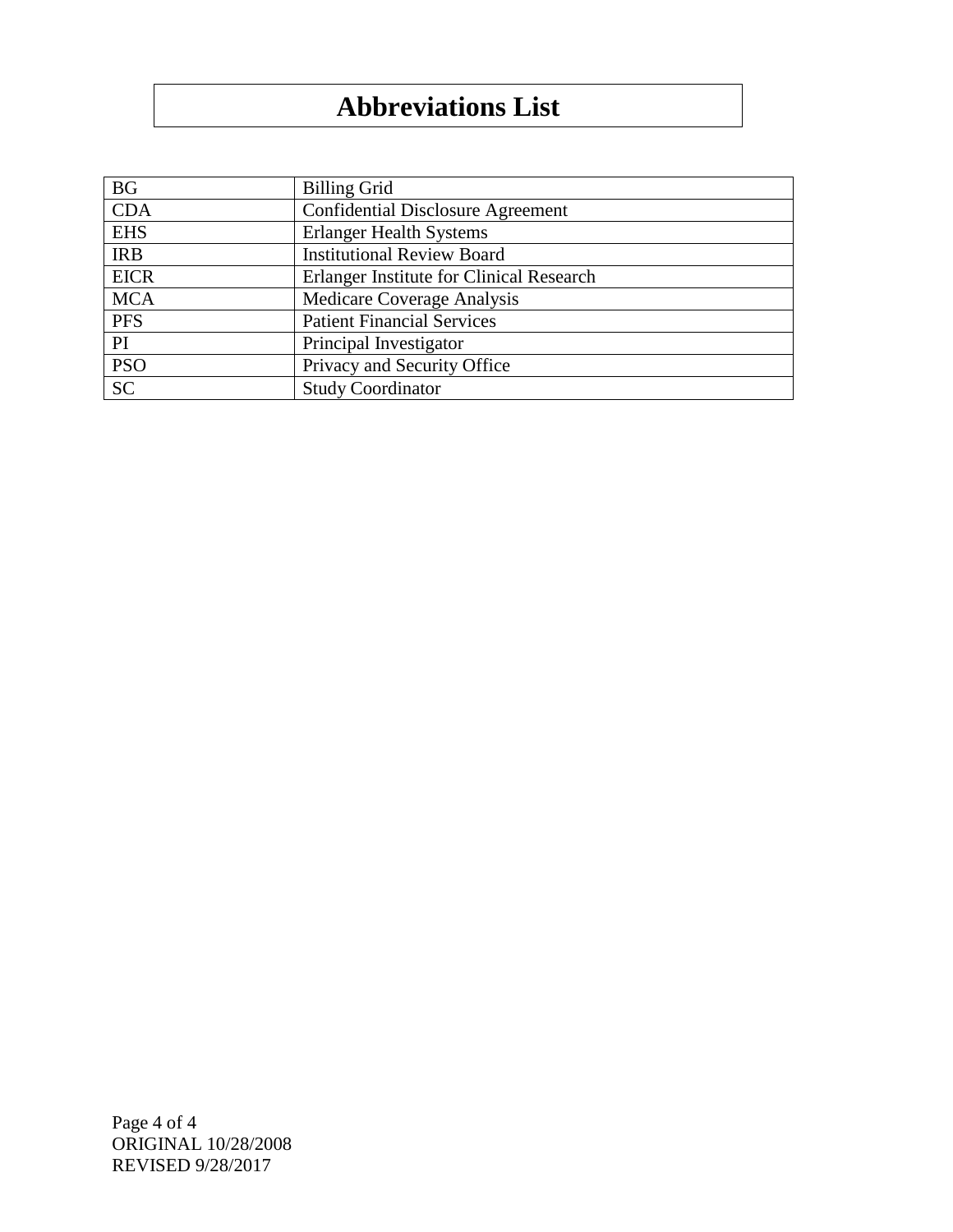# Abbreviations List

| | |
|---|---|
| BG | Billing Grid |
| CDA | Confidential Disclosure Agreement |
| EHS | Erlanger Health Systems |
| IRB | Institutional Review Board |
| EICR | Erlanger Institute for Clinical Research |
| MCA | Medicare Coverage Analysis |
| PFS | Patient Financial Services |
| PI | Principal Investigator |
| PSO | Privacy and Security Office |
| SC | Study Coordinator |